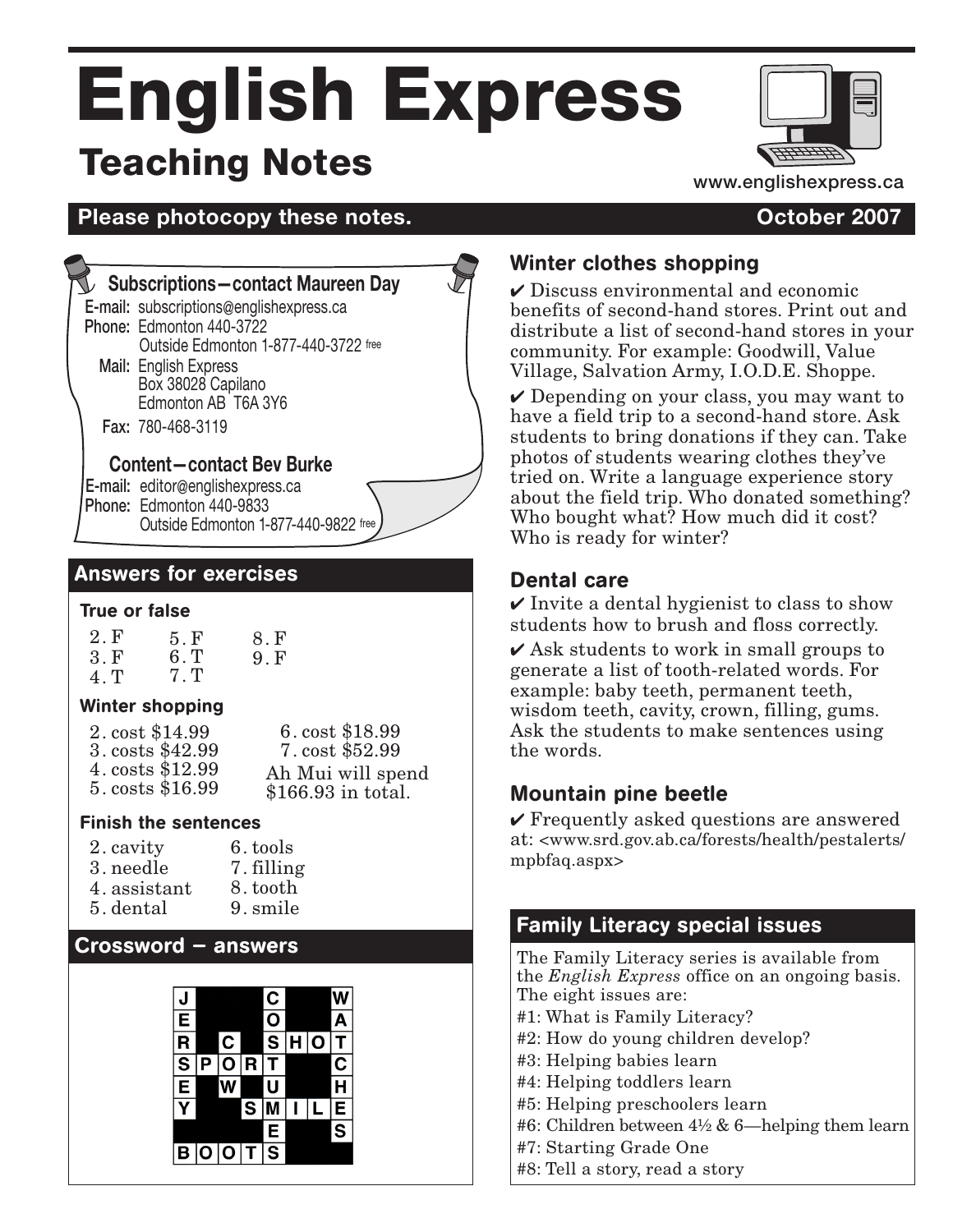# English Express

## Teaching Notes

www.englishexpress.ca

**Please photocopy these notes.** **October 2007**

### Subscriptions—contact Maureen Day

**E-mail:** subscriptions@englishexpress.ca
**Phone:** Edmonton 440-3722
Outside Edmonton 1-877-440-3722 free
**Mail:** English Express
Box 38028 Capilano
Edmonton AB T6A 3Y6
**Fax:** 780-468-3119

### Content—contact Bev Burke

**E-mail:** editor@englishexpress.ca
**Phone:** Edmonton 440-9833
Outside Edmonton 1-877-440-9822 free

## Answers for exercises

### True or false

2. F
3. F
4. T
5. F
6. T
7. T
8. F
9. F

### Winter shopping

2. cost $14.99
3. costs $42.99
4. costs $12.99
5. costs $16.99
6. cost $18.99
7. cost $52.99

Ah Mui will spend $166.93 in total.

### Finish the sentences

2. cavity
3. needle
4. assistant
5. dental
6. tools
7. filling
8. tooth
9. smile

## Crossword – answers

| J | | | | C | | | W |
|---|---|---|---|---|---|---|---|
| E | | | | O | | | A |
| R | | C | | S | H | O | T |
| S | P | O | R | T | | | C |
| E | | W | | U | | | H |
| Y | | | S | M | I | L | E |
| | | | | E | | | S |
| B | O | O | T | S | | | |

## Winter clothes shopping

✔ Discuss environmental and economic benefits of second-hand stores. Print out and distribute a list of second-hand stores in your community. For example: Goodwill, Value Village, Salvation Army, I.O.D.E. Shoppe.

✔ Depending on your class, you may want to have a field trip to a second-hand store. Ask students to bring donations if they can. Take photos of students wearing clothes they've tried on. Write a language experience story about the field trip. Who donated something? Who bought what? How much did it cost? Who is ready for winter?

## Dental care

✔ Invite a dental hygienist to class to show students how to brush and floss correctly.

✔ Ask students to work in small groups to generate a list of tooth-related words. For example: baby teeth, permanent teeth, wisdom teeth, cavity, crown, filling, gums. Ask the students to make sentences using the words.

## Mountain pine beetle

✔ Frequently asked questions are answered at: <www.srd.gov.ab.ca/forests/health/pestalerts/mpbfaq.aspx>

## Family Literacy special issues

The Family Literacy series is available from the *English Express* office on an ongoing basis. The eight issues are:

- #1: What is Family Literacy?
- #2: How do young children develop?
- #3: Helping babies learn
- #4: Helping toddlers learn
- #5: Helping preschoolers learn
- #6: Children between 4½ & 6—helping them learn
- #7: Starting Grade One
- #8: Tell a story, read a story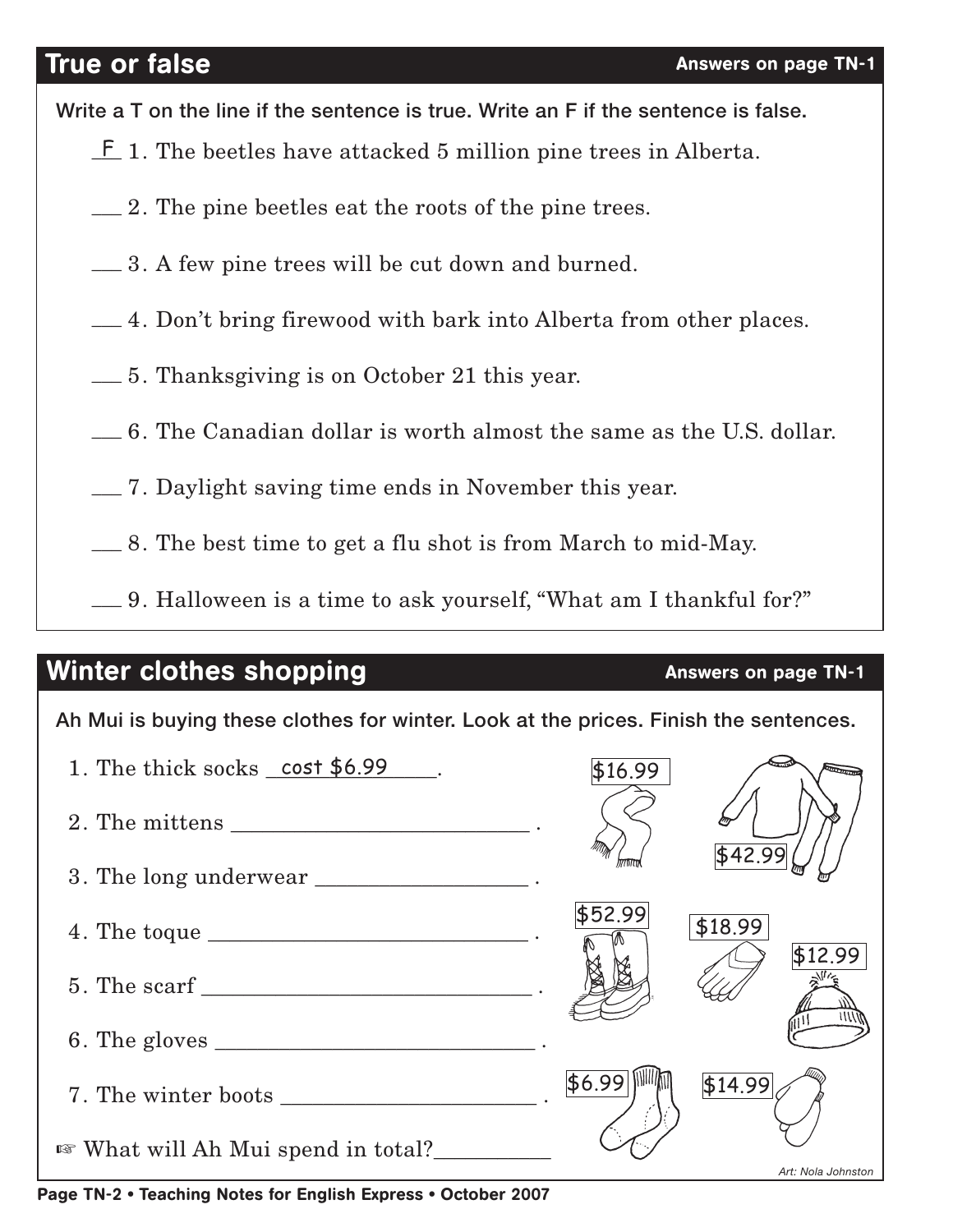## True or false

**Answers on page TN-1**

**Write a T on the line if the sentence is true. Write an F if the sentence is false.**

F 1. The beetles have attacked 5 million pine trees in Alberta.

___ 2. The pine beetles eat the roots of the pine trees.

___ 3. A few pine trees will be cut down and burned.

___ 4. Don't bring firewood with bark into Alberta from other places.

___ 5. Thanksgiving is on October 21 this year.

___ 6. The Canadian dollar is worth almost the same as the U.S. dollar.

___ 7. Daylight saving time ends in November this year.

___ 8. The best time to get a flu shot is from March to mid-May.

___ 9. Halloween is a time to ask yourself, "What am I thankful for?"

## Winter clothes shopping

**Answers on page TN-1**

**Ah Mui is buying these clothes for winter. Look at the prices. Finish the sentences.**

1. The thick socks cost $6.99.
2. The mittens ___________________________ .
3. The long underwear ___________________ .
4. The toque _____________________________ .
5. The scarf ______________________________ .
6. The gloves _____________________________ .
7. The winter boots _______________________ .

☞ What will Ah Mui spend in total?__________

$16.99

$42.99

$52.99

$18.99

$12.99

$6.99

$14.99

*Art: Nola Johnston*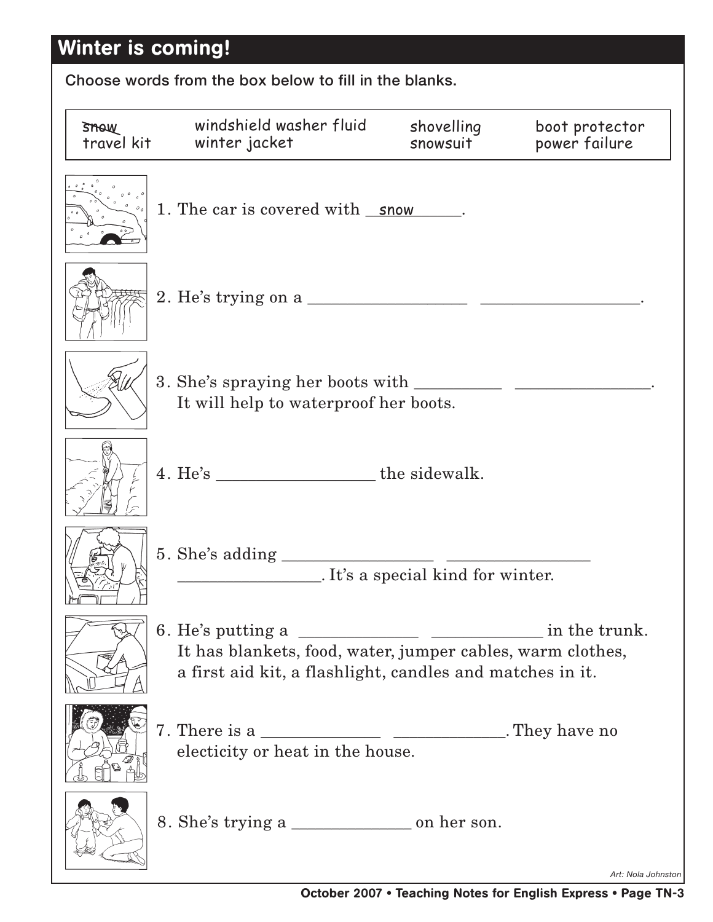## Winter is coming!

**Choose words from the box below to fill in the blanks.**

| ~~snow~~ | windshield washer fluid | shovelling | boot protector |
|---|---|---|---|
| travel kit | winter jacket | snowsuit | power failure |

1. The car is covered with ___snow___.

2. He's trying on a ____________________ ____________________.

3. She's spraying her boots with ___________ _________________. It will help to waterproof her boots.

4. He's ____________________ the sidewalk.

5. She's adding ___________________ _________________ _________________. It's a special kind for winter.

6. He's putting a _______________ ______________ in the trunk. It has blankets, food, water, jumper cables, warm clothes, a first aid kit, a flashlight, candles and matches in it.

7. There is a _______________ ______________. They have no electicity or heat in the house.

8. She's trying a _______________ on her son.

*Art: Nola Johnston*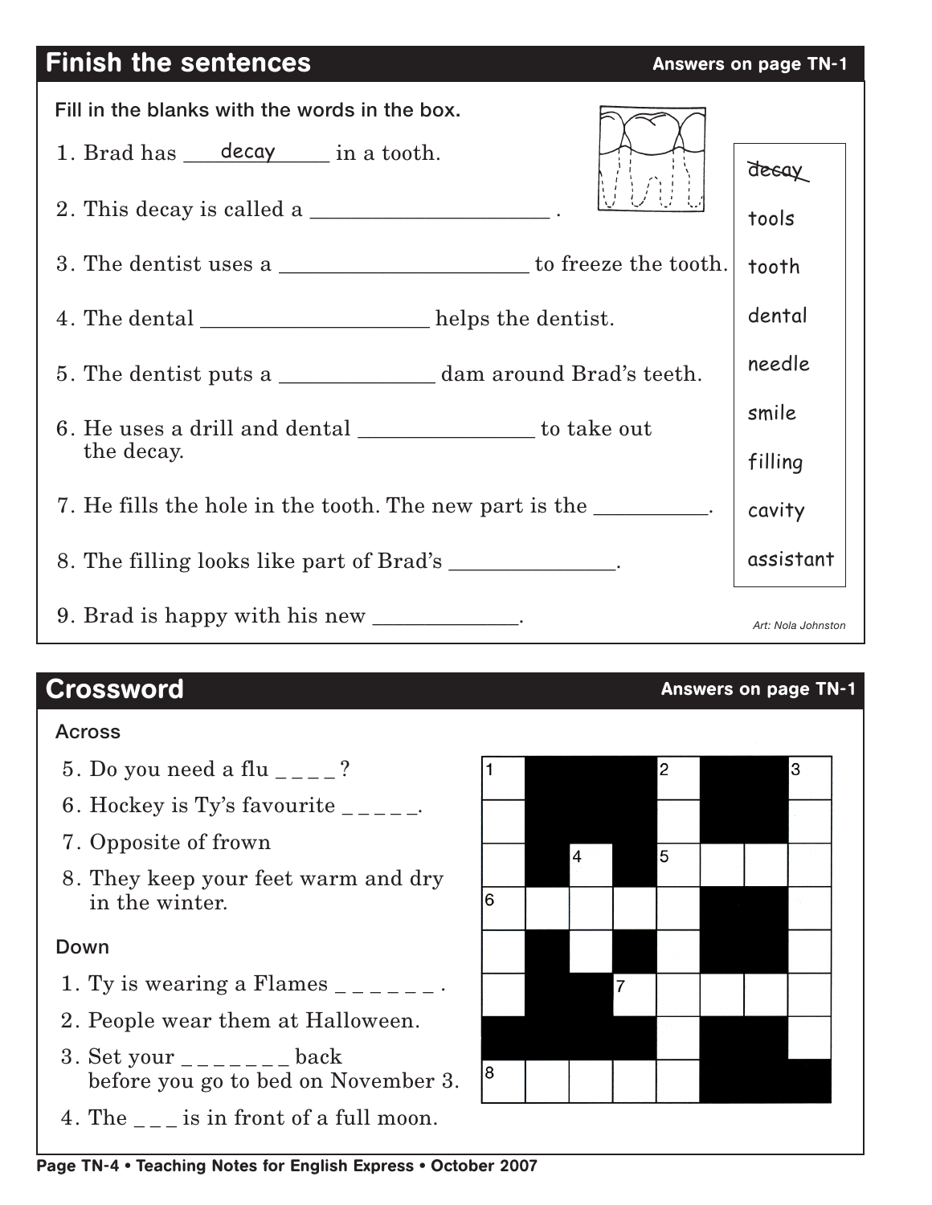## Finish the sentences

Answers on page TN-1

Fill in the blanks with the words in the box.

1. Brad has ____decay____ in a tooth.
2. This decay is called a ______________________ .
3. The dentist uses a ______________________ to freeze the tooth.
4. The dental ______________________ helps the dentist.
5. The dentist puts a ______________ dam around Brad's teeth.
6. He uses a drill and dental ________________ to take out the decay.
7. He fills the hole in the tooth. The new part is the __________.
8. The filling looks like part of Brad's _______________.
9. Brad is happy with his new _____________.

| Word box |
|---|
| ~~decay~~ |
| tools |
| tooth |
| dental |
| needle |
| smile |
| filling |
| cavity |
| assistant |

Art: Nola Johnston

## Crossword

Answers on page TN-1

### Across

5. Do you need a flu _ _ _ _ ?
6. Hockey is Ty's favourite _ _ _ _ _.
7. Opposite of frown
8. They keep your feet warm and dry in the winter.

### Down

1. Ty is wearing a Flames _ _ _ _ _ _ .
2. People wear them at Halloween.
3. Set your _ _ _ _ _ _ _ back before you go to bed on November 3.
4. The _ _ _ is in front of a full moon.